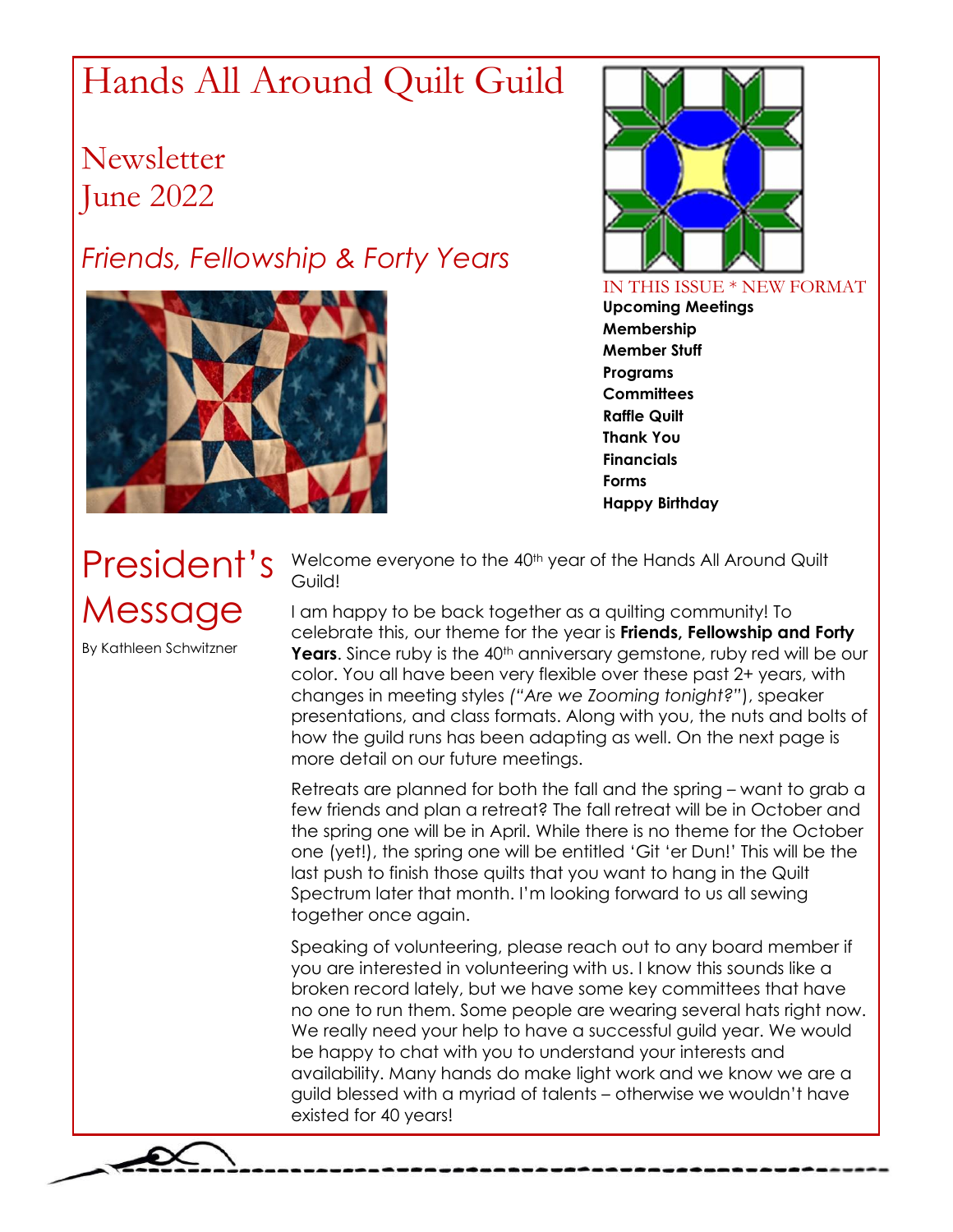# Hands All Around Quilt Guild

## Newsletter
## June 2022

## *Friends, Fellowship & Forty Years*

IN THIS ISSUE * NEW FORMAT

**Upcoming Meetings**
**Membership**
**Member Stuff**
**Programs**
**Committees**
**Raffle Quilt**
**Thank You**
**Financials**
**Forms**
**Happy Birthday**

# President's Message

By Kathleen Schwitzner

Welcome everyone to the 40th year of the Hands All Around Quilt Guild!

I am happy to be back together as a quilting community! To celebrate this, our theme for the year is **Friends, Fellowship and Forty Years**. Since ruby is the 40th anniversary gemstone, ruby red will be our color. You all have been very flexible over these past 2+ years, with changes in meeting styles *("Are we Zooming tonight?")*, speaker presentations, and class formats. Along with you, the nuts and bolts of how the guild runs has been adapting as well. On the next page is more detail on our future meetings.

Retreats are planned for both the fall and the spring – want to grab a few friends and plan a retreat? The fall retreat will be in October and the spring one will be in April. While there is no theme for the October one (yet!), the spring one will be entitled 'Git 'er Dun!' This will be the last push to finish those quilts that you want to hang in the Quilt Spectrum later that month. I'm looking forward to us all sewing together once again.

Speaking of volunteering, please reach out to any board member if you are interested in volunteering with us. I know this sounds like a broken record lately, but we have some key committees that have no one to run them. Some people are wearing several hats right now. We really need your help to have a successful guild year. We would be happy to chat with you to understand your interests and availability. Many hands do make light work and we know we are a guild blessed with a myriad of talents – otherwise we wouldn't have existed for 40 years!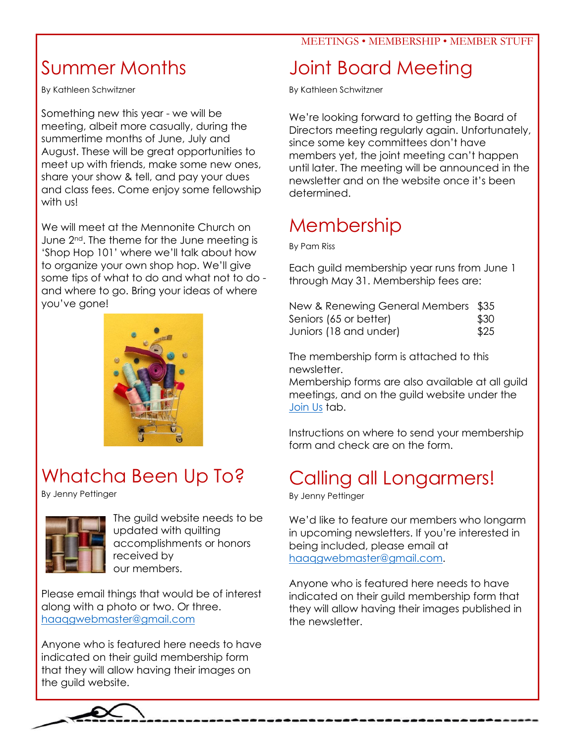## Summer Months

By Kathleen Schwitzner

Something new this year - we will be meeting, albeit more casually, during the summertime months of June, July and August. These will be great opportunities to meet up with friends, make some new ones, share your show & tell, and pay your dues and class fees. Come enjoy some fellowship with us!

We will meet at the Mennonite Church on June 2nd. The theme for the June meeting is 'Shop Hop 101' where we'll talk about how to organize your own shop hop. We'll give some tips of what to do and what not to do - and where to go. Bring your ideas of where you've gone!

## Whatcha Been Up To?

By Jenny Pettinger

The guild website needs to be updated with quilting accomplishments or honors received by our members.

Please email things that would be of interest along with a photo or two. Or three. haaqgwebmaster@gmail.com

Anyone who is featured here needs to have indicated on their guild membership form that they will allow having their images on the guild website.

## Joint Board Meeting

By Kathleen Schwitzner

We're looking forward to getting the Board of Directors meeting regularly again. Unfortunately, since some key committees don't have members yet, the joint meeting can't happen until later. The meeting will be announced in the newsletter and on the website once it's been determined.

## Membership

By Pam Riss

Each guild membership year runs from June 1 through May 31. Membership fees are:

| | |
|---|---|
| New & Renewing General Members | $35 |
| Seniors (65 or better) | $30 |
| Juniors (18 and under) | $25 |

The membership form is attached to this newsletter.
Membership forms are also available at all guild meetings, and on the guild website under the Join Us tab.

Instructions on where to send your membership form and check are on the form.

## Calling all Longarmers!

By Jenny Pettinger

We'd like to feature our members who longarm in upcoming newsletters. If you're interested in being included, please email at haaqgwebmaster@gmail.com.

Anyone who is featured here needs to have indicated on their guild membership form that they will allow having their images published in the newsletter.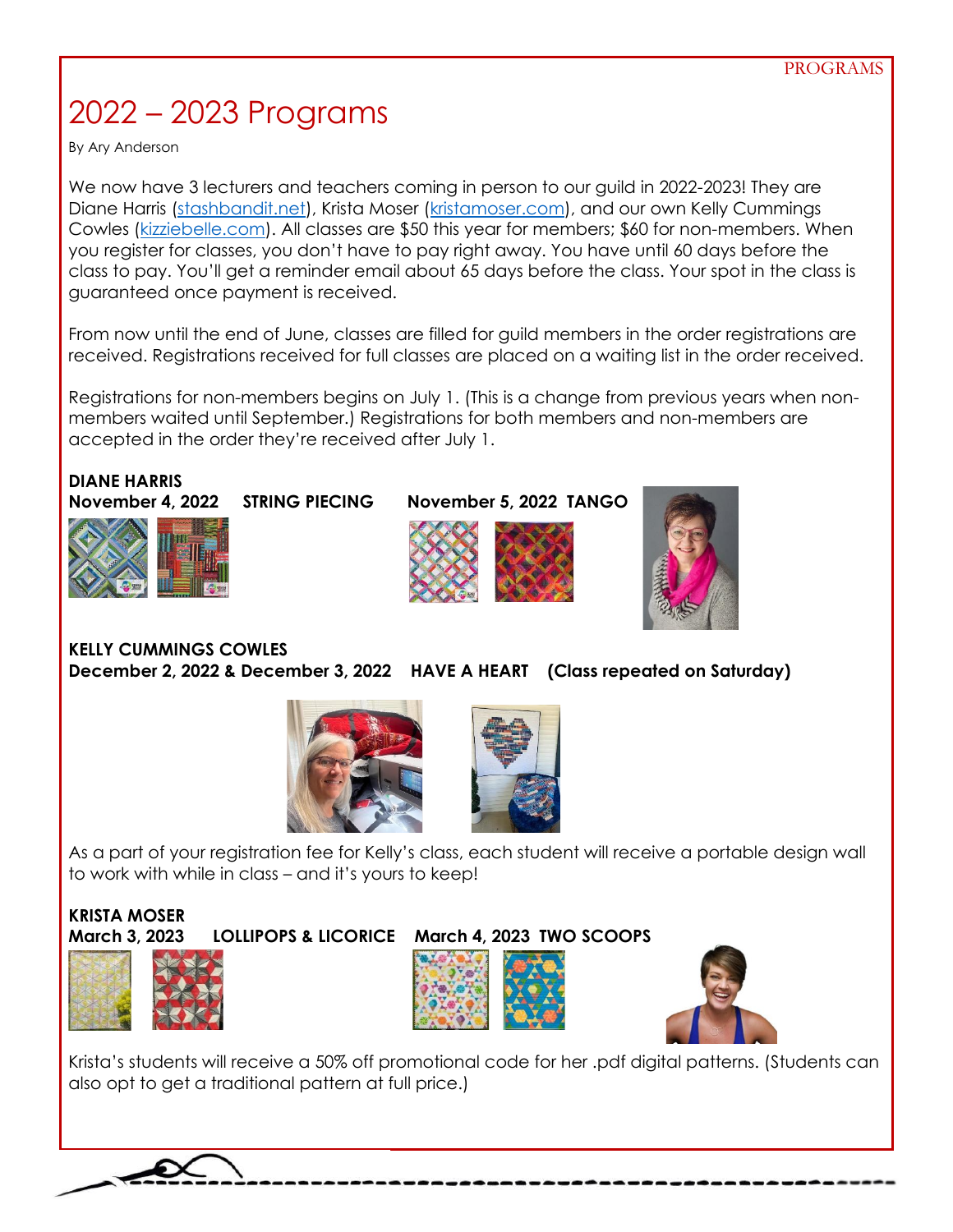# 2022 – 2023 Programs

By Ary Anderson

We now have 3 lecturers and teachers coming in person to our guild in 2022-2023! They are Diane Harris (stashbandit.net), Krista Moser (kristamoser.com), and our own Kelly Cummings Cowles (kizziebelle.com). All classes are $50 this year for members; $60 for non-members. When you register for classes, you don't have to pay right away. You have until 60 days before the class to pay. You'll get a reminder email about 65 days before the class. Your spot in the class is guaranteed once payment is received.

From now until the end of June, classes are filled for guild members in the order registrations are received. Registrations received for full classes are placed on a waiting list in the order received.

Registrations for non-members begins on July 1. (This is a change from previous years when non-members waited until September.) Registrations for both members and non-members are accepted in the order they're received after July 1.

**DIANE HARRIS**
**November 4, 2022 STRING PIECING November 5, 2022 TANGO**

**KELLY CUMMINGS COWLES**
**December 2, 2022 & December 3, 2022 HAVE A HEART (Class repeated on Saturday)**

As a part of your registration fee for Kelly's class, each student will receive a portable design wall to work with while in class – and it's yours to keep!

**KRISTA MOSER**
**March 3, 2023 LOLLIPOPS & LICORICE March 4, 2023 TWO SCOOPS**

Krista's students will receive a 50% off promotional code for her .pdf digital patterns. (Students can also opt to get a traditional pattern at full price.)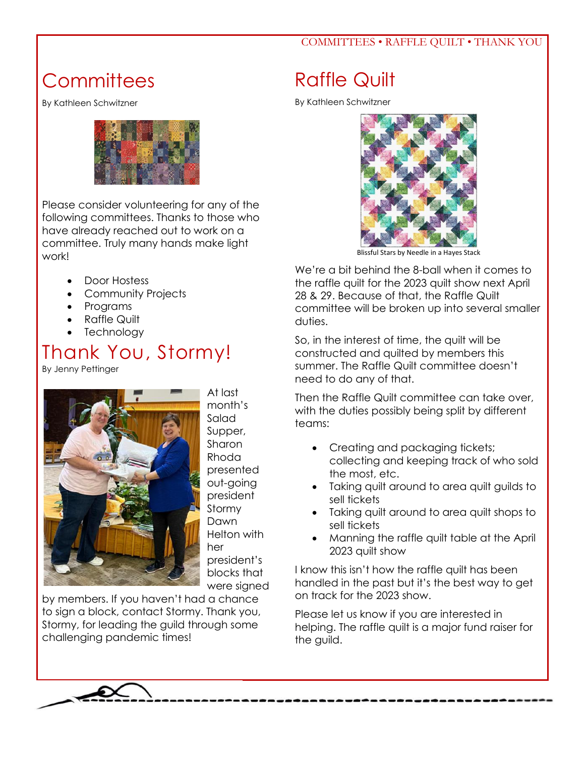# Committees

By Kathleen Schwitzner

Please consider volunteering for any of the following committees. Thanks to those who have already reached out to work on a committee. Truly many hands make light work!

- Door Hostess
- Community Projects
- Programs
- Raffle Quilt
- Technology

# Thank You, Stormy!

By Jenny Pettinger

At last month's Salad Supper, Sharon Rhoda presented out-going president Stormy Dawn Helton with her president's blocks that were signed by members. If you haven't had a chance to sign a block, contact Stormy. Thank you, Stormy, for leading the guild through some challenging pandemic times!

# Raffle Quilt

By Kathleen Schwitzner

Blissful Stars by Needle in a Hayes Stack

We're a bit behind the 8-ball when it comes to the raffle quilt for the 2023 quilt show next April 28 & 29. Because of that, the Raffle Quilt committee will be broken up into several smaller duties.

So, in the interest of time, the quilt will be constructed and quilted by members this summer. The Raffle Quilt committee doesn't need to do any of that.

Then the Raffle Quilt committee can take over, with the duties possibly being split by different teams:

- Creating and packaging tickets; collecting and keeping track of who sold the most, etc.
- Taking quilt around to area quilt guilds to sell tickets
- Taking quilt around to area quilt shops to sell tickets
- Manning the raffle quilt table at the April 2023 quilt show

I know this isn't how the raffle quilt has been handled in the past but it's the best way to get on track for the 2023 show.

Please let us know if you are interested in helping. The raffle quilt is a major fund raiser for the guild.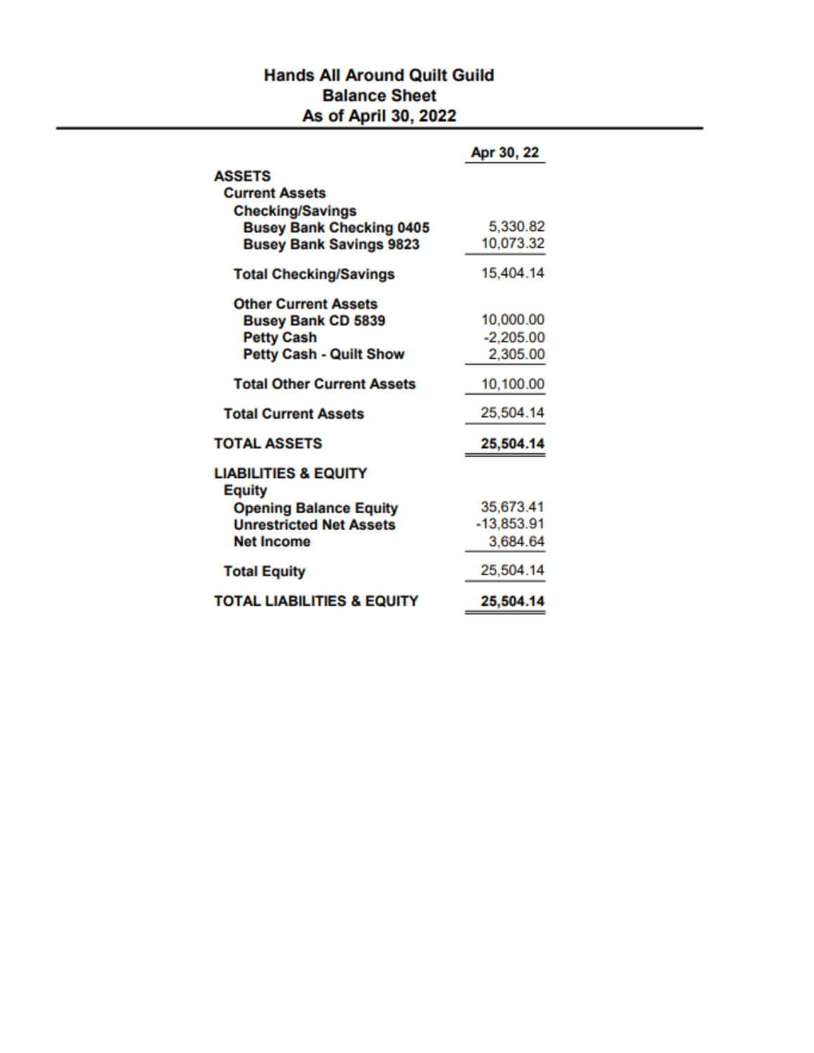# Hands All Around Quilt Guild

## Balance Sheet

### As of April 30, 2022

| | Apr 30, 22 |
|---|---|
| **ASSETS** | |
| **Current Assets** | |
| **Checking/Savings** | |
| **Busey Bank Checking 0405** | 5,330.82 |
| **Busey Bank Savings 9823** | 10,073.32 |
| **Total Checking/Savings** | 15,404.14 |
| **Other Current Assets** | |
| **Busey Bank CD 5839** | 10,000.00 |
| **Petty Cash** | -2,205.00 |
| **Petty Cash - Quilt Show** | 2,305.00 |
| **Total Other Current Assets** | 10,100.00 |
| **Total Current Assets** | 25,504.14 |
| **TOTAL ASSETS** | **25,504.14** |
| **LIABILITIES & EQUITY** | |
| **Equity** | |
| **Opening Balance Equity** | 35,673.41 |
| **Unrestricted Net Assets** | -13,853.91 |
| **Net Income** | 3,684.64 |
| **Total Equity** | 25,504.14 |
| **TOTAL LIABILITIES & EQUITY** | **25,504.14** |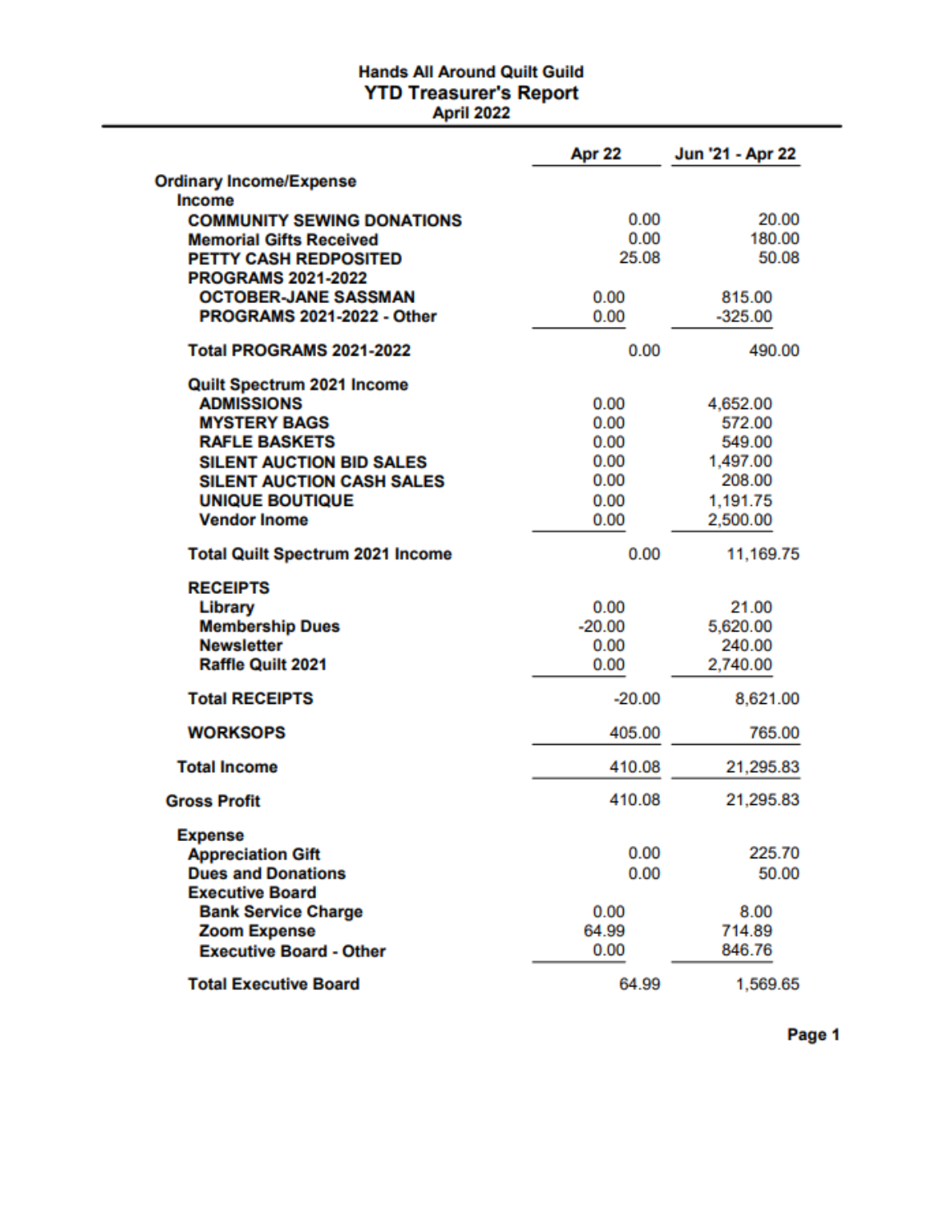# Hands All Around Quilt Guild
## YTD Treasurer's Report
### April 2022

| | Apr 22 | Jun '21 - Apr 22 |
|---|---|---|
| **Ordinary Income/Expense** | | |
| **Income** | | |
| **COMMUNITY SEWING DONATIONS** | 0.00 | 20.00 |
| **Memorial Gifts Received** | 0.00 | 180.00 |
| **PETTY CASH REDPOSITED** | 25.08 | 50.08 |
| **PROGRAMS 2021-2022** | | |
| **OCTOBER-JANE SASSMAN** | 0.00 | 815.00 |
| **PROGRAMS 2021-2022 - Other** | 0.00 | -325.00 |
| **Total PROGRAMS 2021-2022** | 0.00 | 490.00 |
| **Quilt Spectrum 2021 Income** | | |
| **ADMISSIONS** | 0.00 | 4,652.00 |
| **MYSTERY BAGS** | 0.00 | 572.00 |
| **RAFLE BASKETS** | 0.00 | 549.00 |
| **SILENT AUCTION BID SALES** | 0.00 | 1,497.00 |
| **SILENT AUCTION CASH SALES** | 0.00 | 208.00 |
| **UNIQUE BOUTIQUE** | 0.00 | 1,191.75 |
| **Vendor Inome** | 0.00 | 2,500.00 |
| **Total Quilt Spectrum 2021 Income** | 0.00 | 11,169.75 |
| **RECEIPTS** | | |
| **Library** | 0.00 | 21.00 |
| **Membership Dues** | -20.00 | 5,620.00 |
| **Newsletter** | 0.00 | 240.00 |
| **Raffle Quilt 2021** | 0.00 | 2,740.00 |
| **Total RECEIPTS** | -20.00 | 8,621.00 |
| **WORKSOPS** | 405.00 | 765.00 |
| **Total Income** | 410.08 | 21,295.83 |
| **Gross Profit** | 410.08 | 21,295.83 |
| **Expense** | | |
| **Appreciation Gift** | 0.00 | 225.70 |
| **Dues and Donations** | 0.00 | 50.00 |
| **Executive Board** | | |
| **Bank Service Charge** | 0.00 | 8.00 |
| **Zoom Expense** | 64.99 | 714.89 |
| **Executive Board - Other** | 0.00 | 846.76 |
| **Total Executive Board** | 64.99 | 1,569.65 |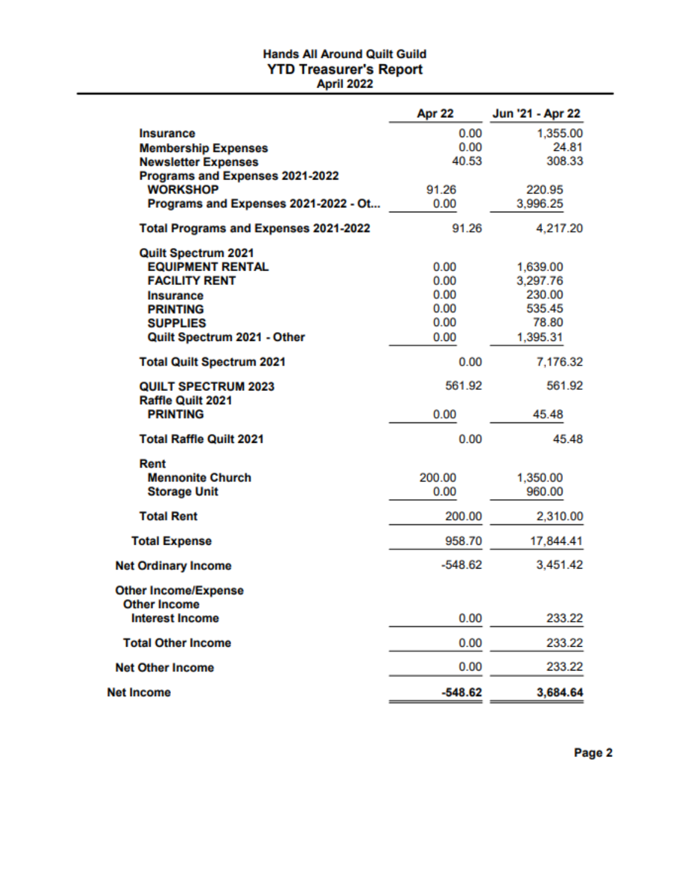# Hands All Around Quilt Guild
## YTD Treasurer's Report
### April 2022

| | Apr 22 | Jun '21 - Apr 22 |
|---|---|---|
| **Insurance** | 0.00 | 1,355.00 |
| **Membership Expenses** | 0.00 | 24.81 |
| **Newsletter Expenses** | 40.53 | 308.33 |
| **Programs and Expenses 2021-2022** | | |
| **WORKSHOP** | 91.26 | 220.95 |
| **Programs and Expenses 2021-2022 - Ot...** | 0.00 | 3,996.25 |
| **Total Programs and Expenses 2021-2022** | 91.26 | 4,217.20 |
| **Quilt Spectrum 2021** | | |
| **EQUIPMENT RENTAL** | 0.00 | 1,639.00 |
| **FACILITY RENT** | 0.00 | 3,297.76 |
| **Insurance** | 0.00 | 230.00 |
| **PRINTING** | 0.00 | 535.45 |
| **SUPPLIES** | 0.00 | 78.80 |
| **Quilt Spectrum 2021 - Other** | 0.00 | 1,395.31 |
| **Total Quilt Spectrum 2021** | 0.00 | 7,176.32 |
| **QUILT SPECTRUM 2023** | 561.92 | 561.92 |
| **Raffle Quilt 2021** | | |
| **PRINTING** | 0.00 | 45.48 |
| **Total Raffle Quilt 2021** | 0.00 | 45.48 |
| **Rent** | | |
| **Mennonite Church** | 200.00 | 1,350.00 |
| **Storage Unit** | 0.00 | 960.00 |
| **Total Rent** | 200.00 | 2,310.00 |
| **Total Expense** | 958.70 | 17,844.41 |
| **Net Ordinary Income** | -548.62 | 3,451.42 |
| **Other Income/Expense** | | |
| **Other Income** | | |
| **Interest Income** | 0.00 | 233.22 |
| **Total Other Income** | 0.00 | 233.22 |
| **Net Other Income** | 0.00 | 233.22 |
| **Net Income** | **-548.62** | **3,684.64** |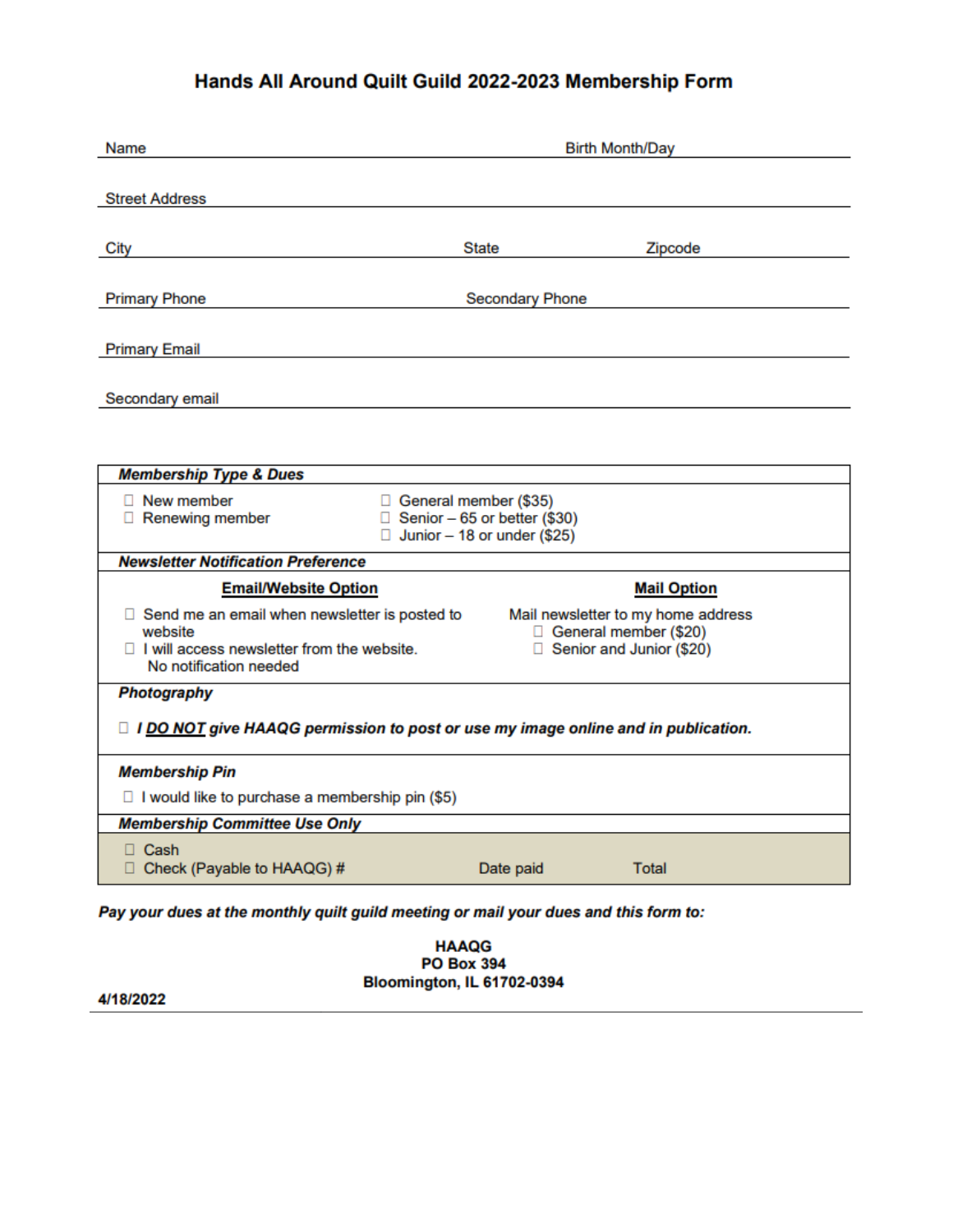# Hands All Around Quilt Guild 2022-2023 Membership Form

Name ____________________________________ Birth Month/Day ____________________

Street Address ____________________________________________________________

City ____________________________ State ______________ Zipcode ______________

Primary Phone ____________________________ Secondary Phone ____________________

Primary Email _____________________________________________________________

Secondary email ___________________________________________________________

| ***Membership Type & Dues*** | |
|---|---|
| ☐ New member<br>☐ Renewing member | ☐ General member ($35)<br>☐ Senior – 65 or better ($30)<br>☐ Junior – 18 or under ($25) |
| ***Newsletter Notification Preference*** | |
| **Email/Website Option**<br>☐ Send me an email when newsletter is posted to website<br>☐ I will access newsletter from the website. No notification needed | **Mail Option**<br>Mail newsletter to my home address<br>☐ General member ($20)<br>☐ Senior and Junior ($20) |
| ***Photography***<br>☐ ***I DO NOT give HAAQG permission to post or use my image online and in publication.*** | |
| ***Membership Pin***<br>☐ I would like to purchase a membership pin ($5) | |
| ***Membership Committee Use Only*** | |
| ☐ Cash<br>☐ Check (Payable to HAAQG) # | Date paid Total |

***Pay your dues at the monthly quilt guild meeting or mail your dues and this form to:***

**HAAQG**
**PO Box 394**
**Bloomington, IL 61702-0394**

**4/18/2022**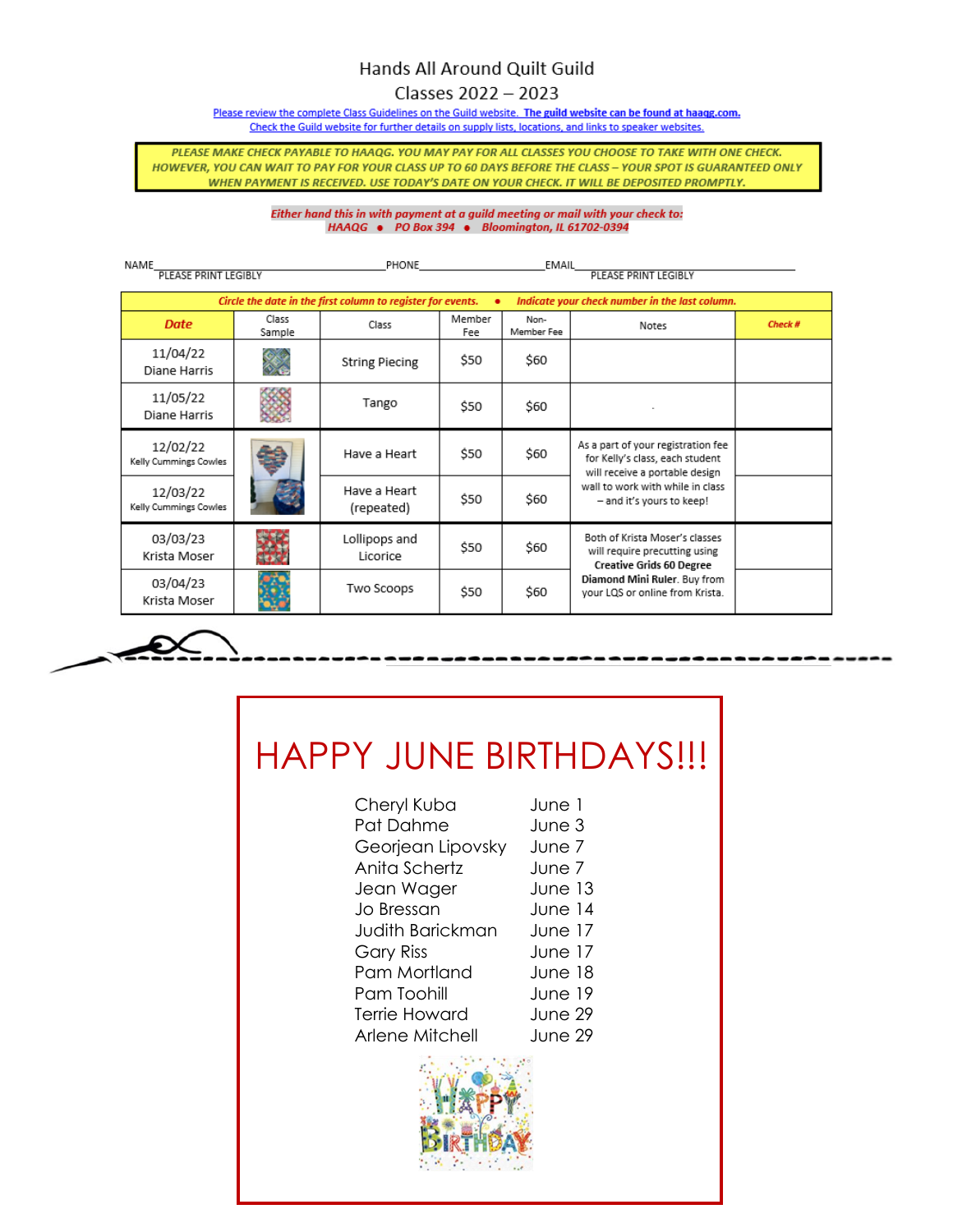# Hands All Around Quilt Guild

## Classes 2022 – 2023

Please review the complete Class Guidelines on the Guild website. **The guild website can be found at haaqg.com.**
Check the Guild website for further details on supply lists, locations, and links to speaker websites.

***PLEASE MAKE CHECK PAYABLE TO HAAQG. YOU MAY PAY FOR ALL CLASSES YOU CHOOSE TO TAKE WITH ONE CHECK. HOWEVER, YOU CAN WAIT TO PAY FOR YOUR CLASS UP TO 60 DAYS BEFORE THE CLASS – YOUR SPOT IS GUARANTEED ONLY WHEN PAYMENT IS RECEIVED. USE TODAY'S DATE ON YOUR CHECK. IT WILL BE DEPOSITED PROMPTLY.***

***Either hand this in with payment at a guild meeting or mail with your check to:***
***HAAQG • PO Box 394 • Bloomington, IL 61702-0394***

NAME\_\_\_\_\_\_\_\_\_\_\_\_\_\_\_\_\_\_\_\_\_\_\_\_\_\_\_\_\_\_ PHONE\_\_\_\_\_\_\_\_\_\_\_\_\_\_\_\_\_\_\_\_ EMAIL\_\_\_\_\_\_\_\_\_\_\_\_\_\_\_\_\_\_\_\_\_\_\_\_\_\_\_\_\_\_
PLEASE PRINT LEGIBLY PLEASE PRINT LEGIBLY

*Circle the date in the first column to register for events. • Indicate your check number in the last column.*

| Date | Class Sample | Class | Member Fee | Non-Member Fee | Notes | Check # |
|---|---|---|---|---|---|---|
| 11/04/22 Diane Harris | | String Piecing | $50 | $60 | | |
| 11/05/22 Diane Harris | | Tango | $50 | $60 | . | |
| 12/02/22 Kelly Cummings Cowles | | Have a Heart | $50 | $60 | As a part of your registration fee for Kelly's class, each student will receive a portable design wall to work with while in class – and it's yours to keep! | |
| 12/03/22 Kelly Cummings Cowles | | Have a Heart (repeated) | $50 | $60 | | |
| 03/03/23 Krista Moser | | Lollipops and Licorice | $50 | $60 | Both of Krista Moser's classes will require precutting using **Creative Grids 60 Degree Diamond Mini Ruler**. Buy from your LQS or online from Krista. | |
| 03/04/23 Krista Moser | | Two Scoops | $50 | $60 | | |

# HAPPY JUNE BIRTHDAYS!!!

| | |
|---|---|
| Cheryl Kuba | June 1 |
| Pat Dahme | June 3 |
| Georjean Lipovsky | June 7 |
| Anita Schertz | June 7 |
| Jean Wager | June 13 |
| Jo Bressan | June 14 |
| Judith Barickman | June 17 |
| Gary Riss | June 17 |
| Pam Mortland | June 18 |
| Pam Toohill | June 19 |
| Terrie Howard | June 29 |
| Arlene Mitchell | June 29 |